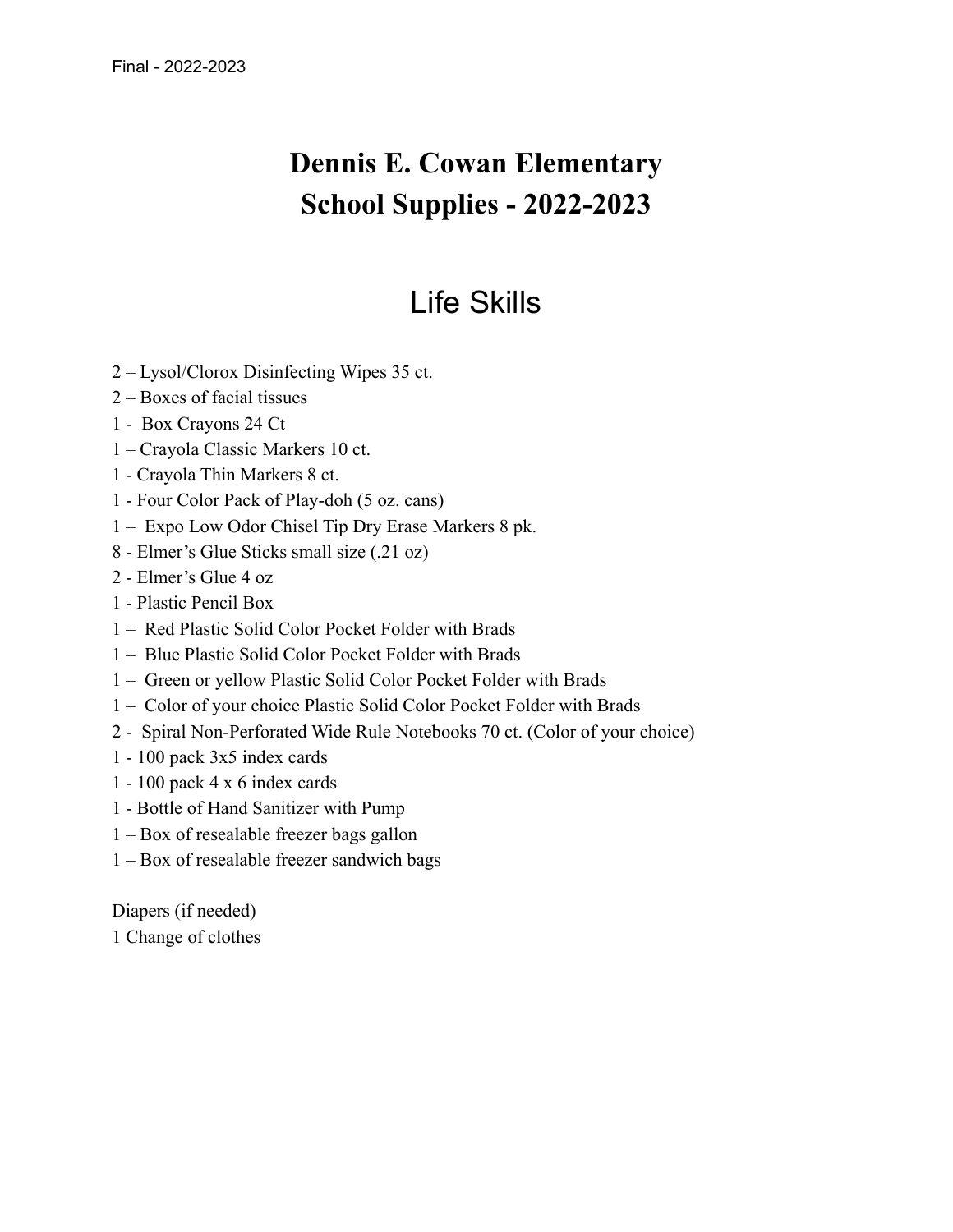Final - 2022-2023

# Dennis E. Cowan Elementary
# School Supplies - 2022-2023

## Life Skills

2 – Lysol/Clorox Disinfecting Wipes 35 ct.
2 – Boxes of facial tissues
1 - Box Crayons 24 Ct
1 – Crayola Classic Markers 10 ct.
1 - Crayola Thin Markers 8 ct.
1 - Four Color Pack of Play-doh (5 oz. cans)
1 – Expo Low Odor Chisel Tip Dry Erase Markers 8 pk.
8 - Elmer's Glue Sticks small size (.21 oz)
2 - Elmer's Glue 4 oz
1 - Plastic Pencil Box
1 – Red Plastic Solid Color Pocket Folder with Brads
1 – Blue Plastic Solid Color Pocket Folder with Brads
1 – Green or yellow Plastic Solid Color Pocket Folder with Brads
1 – Color of your choice Plastic Solid Color Pocket Folder with Brads
2 - Spiral Non-Perforated Wide Rule Notebooks 70 ct. (Color of your choice)
1 - 100 pack 3x5 index cards
1 - 100 pack 4 x 6 index cards
1 - Bottle of Hand Sanitizer with Pump
1 – Box of resealable freezer bags gallon
1 – Box of resealable freezer sandwich bags

Diapers (if needed)
1 Change of clothes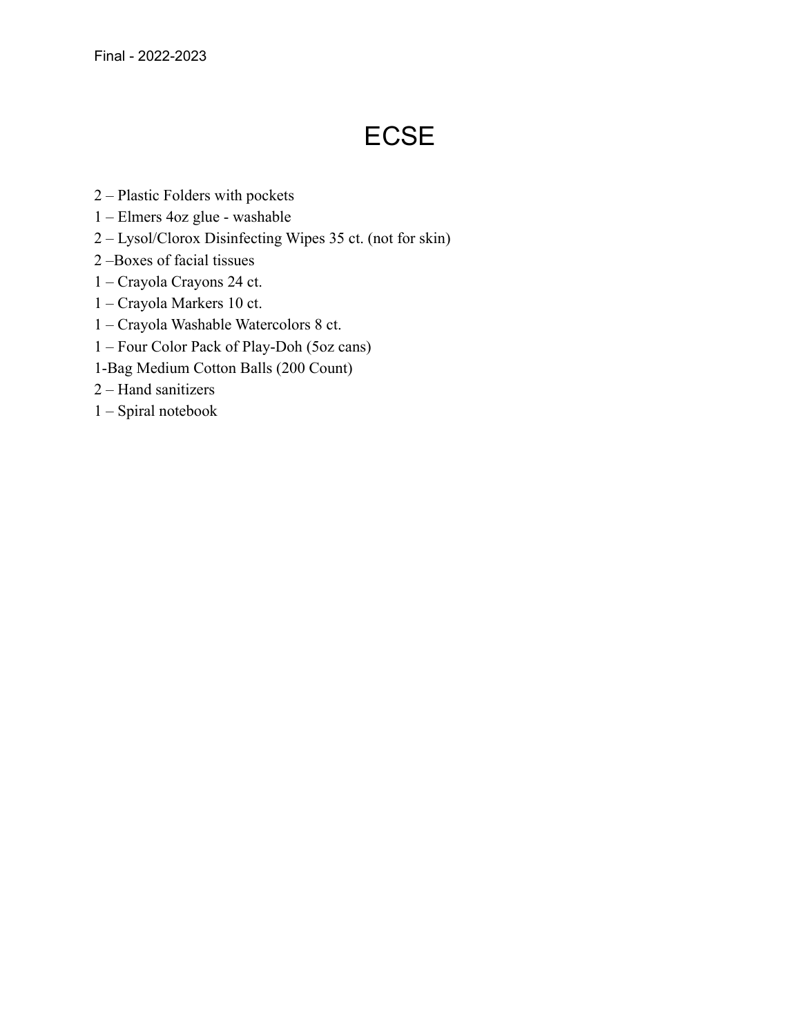# ECSE

2 – Plastic Folders with pockets
1 – Elmers 4oz glue - washable
2 – Lysol/Clorox Disinfecting Wipes 35 ct. (not for skin)
2 –Boxes of facial tissues
1 – Crayola Crayons 24 ct.
1 – Crayola Markers 10 ct.
1 – Crayola Washable Watercolors 8 ct.
1 – Four Color Pack of Play-Doh (5oz cans)
1-Bag Medium Cotton Balls (200 Count)
2 – Hand sanitizers
1 – Spiral notebook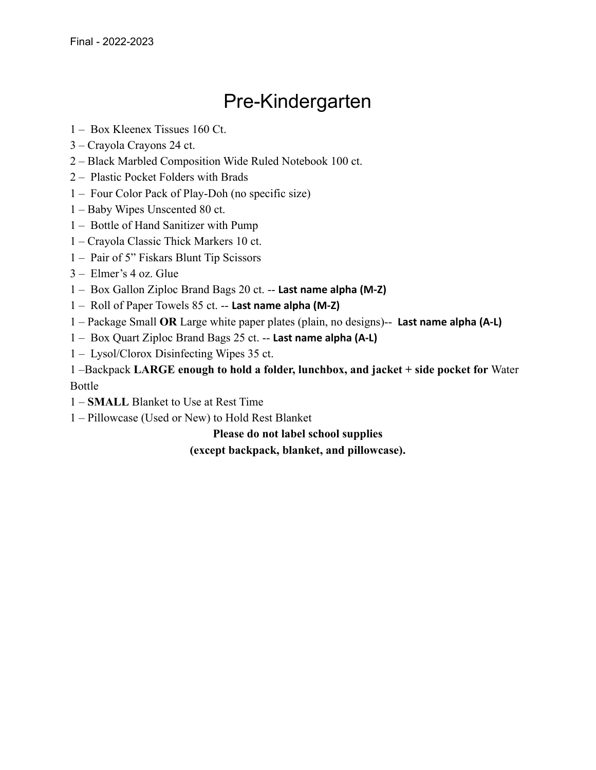Final - 2022-2023

# Pre-Kindergarten

1 – Box Kleenex Tissues 160 Ct.
3 – Crayola Crayons 24 ct.
2 – Black Marbled Composition Wide Ruled Notebook 100 ct.
2 – Plastic Pocket Folders with Brads
1 – Four Color Pack of Play-Doh (no specific size)
1 – Baby Wipes Unscented 80 ct.
1 – Bottle of Hand Sanitizer with Pump
1 – Crayola Classic Thick Markers 10 ct.
1 – Pair of 5" Fiskars Blunt Tip Scissors
3 – Elmer's 4 oz. Glue
1 – Box Gallon Ziploc Brand Bags 20 ct. -- **Last name alpha (M-Z)**
1 – Roll of Paper Towels 85 ct. -- **Last name alpha (M-Z)**
1 – Package Small **OR** Large white paper plates (plain, no designs)-- **Last name alpha (A-L)**
1 – Box Quart Ziploc Brand Bags 25 ct. -- **Last name alpha (A-L)**
1 – Lysol/Clorox Disinfecting Wipes 35 ct.
1 –Backpack **LARGE enough to hold a folder, lunchbox, and jacket + side pocket for** Water Bottle
1 – **SMALL** Blanket to Use at Rest Time
1 – Pillowcase (Used or New) to Hold Rest Blanket

**Please do not label school supplies**
**(except backpack, blanket, and pillowcase).**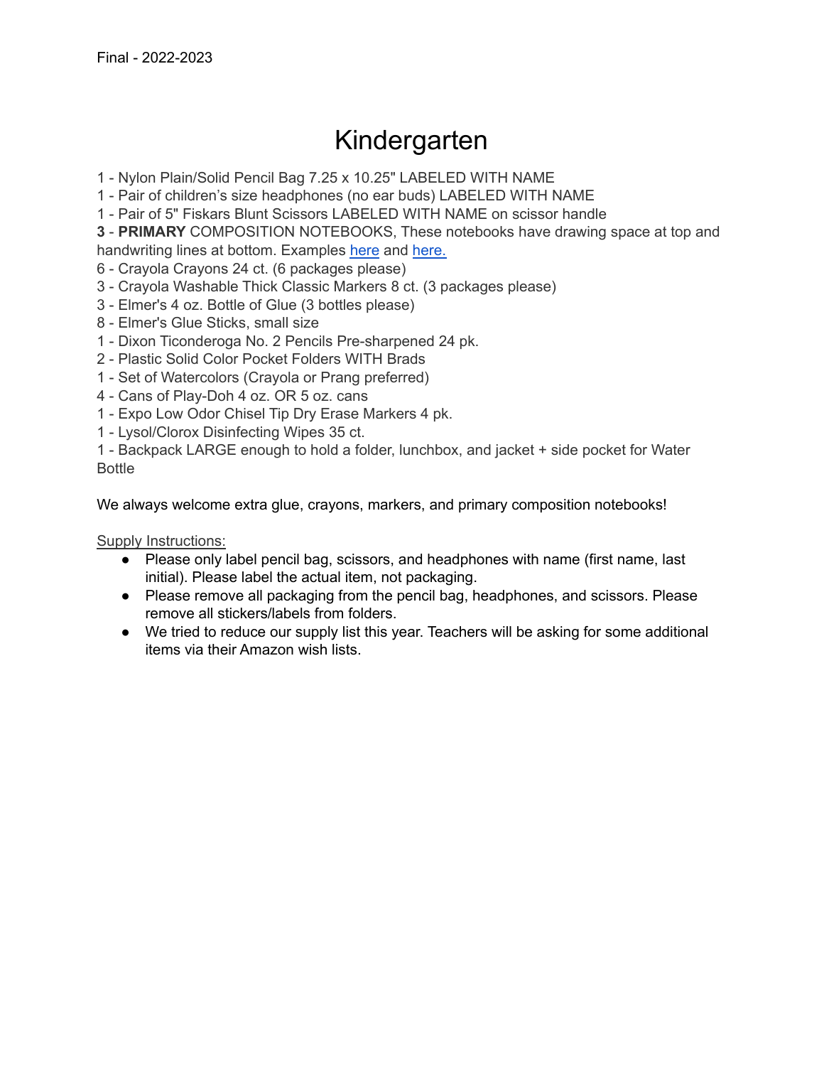Final - 2022-2023

# Kindergarten

1 - Nylon Plain/Solid Pencil Bag 7.25 x 10.25" LABELED WITH NAME
1 - Pair of children's size headphones (no ear buds) LABELED WITH NAME
1 - Pair of 5" Fiskars Blunt Scissors LABELED WITH NAME on scissor handle
**3** - **PRIMARY** COMPOSITION NOTEBOOKS, These notebooks have drawing space at top and handwriting lines at bottom. Examples here and here.
6 - Crayola Crayons 24 ct. (6 packages please)
3 - Crayola Washable Thick Classic Markers 8 ct. (3 packages please)
3 - Elmer's 4 oz. Bottle of Glue (3 bottles please)
8 - Elmer's Glue Sticks, small size
1 - Dixon Ticonderoga No. 2 Pencils Pre-sharpened 24 pk.
2 - Plastic Solid Color Pocket Folders WITH Brads
1 - Set of Watercolors (Crayola or Prang preferred)
4 - Cans of Play-Doh 4 oz. OR 5 oz. cans
1 - Expo Low Odor Chisel Tip Dry Erase Markers 4 pk.
1 - Lysol/Clorox Disinfecting Wipes 35 ct.
1 - Backpack LARGE enough to hold a folder, lunchbox, and jacket + side pocket for Water Bottle

We always welcome extra glue, crayons, markers, and primary composition notebooks!

Supply Instructions:

- Please only label pencil bag, scissors, and headphones with name (first name, last initial). Please label the actual item, not packaging.
- Please remove all packaging from the pencil bag, headphones, and scissors. Please remove all stickers/labels from folders.
- We tried to reduce our supply list this year. Teachers will be asking for some additional items via their Amazon wish lists.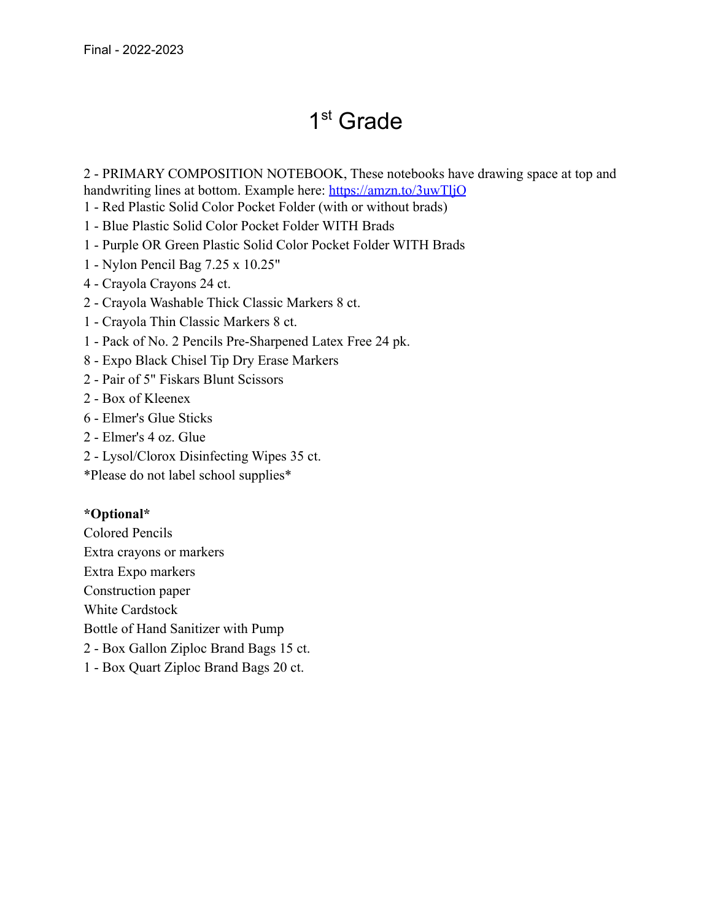Final - 2022-2023

# 1st Grade

2 - PRIMARY COMPOSITION NOTEBOOK, These notebooks have drawing space at top and handwriting lines at bottom. Example here: https://amzn.to/3uwTljO
1 - Red Plastic Solid Color Pocket Folder (with or without brads)
1 - Blue Plastic Solid Color Pocket Folder WITH Brads
1 - Purple OR Green Plastic Solid Color Pocket Folder WITH Brads
1 - Nylon Pencil Bag 7.25 x 10.25"
4 - Crayola Crayons 24 ct.
2 - Crayola Washable Thick Classic Markers 8 ct.
1 - Crayola Thin Classic Markers 8 ct.
1 - Pack of No. 2 Pencils Pre-Sharpened Latex Free 24 pk.
8 - Expo Black Chisel Tip Dry Erase Markers
2 - Pair of 5" Fiskars Blunt Scissors
2 - Box of Kleenex
6 - Elmer's Glue Sticks
2 - Elmer's 4 oz. Glue
2 - Lysol/Clorox Disinfecting Wipes 35 ct.
*Please do not label school supplies*

**\*Optional\***
Colored Pencils
Extra crayons or markers
Extra Expo markers
Construction paper
White Cardstock
Bottle of Hand Sanitizer with Pump
2 - Box Gallon Ziploc Brand Bags 15 ct.
1 - Box Quart Ziploc Brand Bags 20 ct.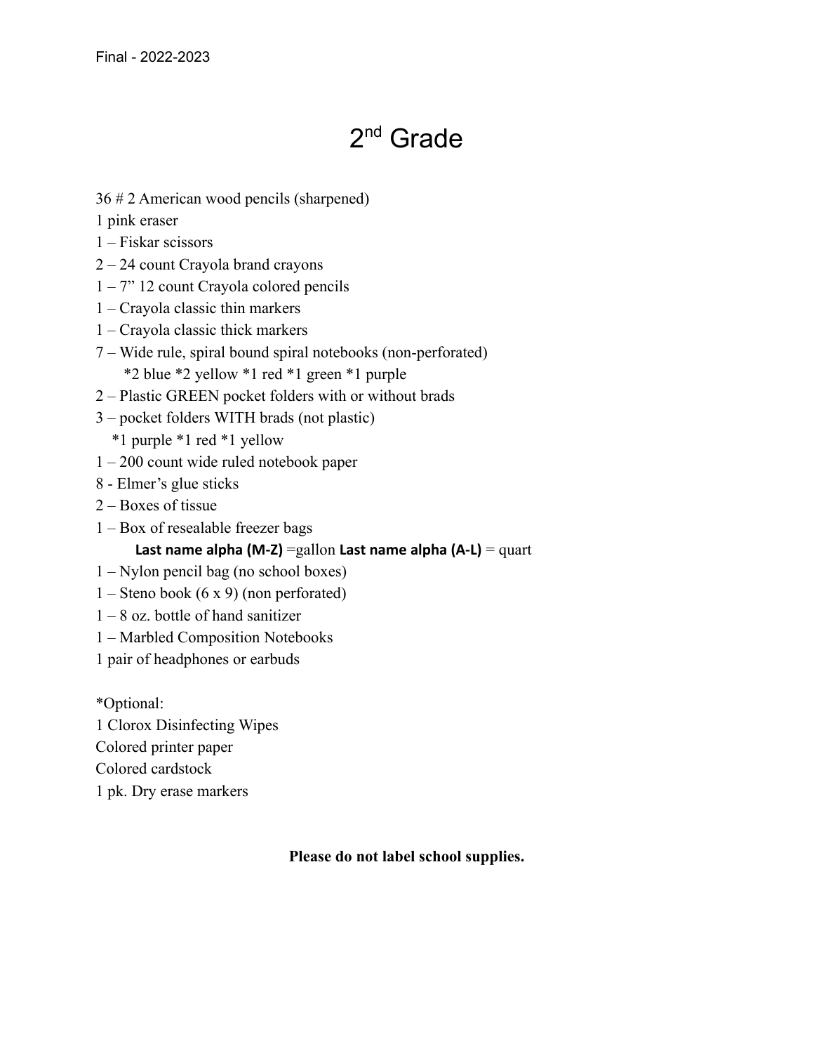Final - 2022-2023

# 2nd Grade

36 # 2 American wood pencils (sharpened)
1 pink eraser
1 – Fiskar scissors
2 – 24 count Crayola brand crayons
1 – 7" 12 count Crayola colored pencils
1 – Crayola classic thin markers
1 – Crayola classic thick markers
7 – Wide rule, spiral bound spiral notebooks (non-perforated)
  *2 blue *2 yellow *1 red *1 green *1 purple
2 – Plastic GREEN pocket folders with or without brads
3 – pocket folders WITH brads (not plastic)
  *1 purple *1 red *1 yellow
1 – 200 count wide ruled notebook paper
8 - Elmer's glue sticks
2 – Boxes of tissue
1 – Box of resealable freezer bags
  **Last name alpha (M-Z)** =gallon **Last name alpha (A-L)** = quart
1 – Nylon pencil bag (no school boxes)
1 – Steno book (6 x 9) (non perforated)
1 – 8 oz. bottle of hand sanitizer
1 – Marbled Composition Notebooks
1 pair of headphones or earbuds

*Optional:
1 Clorox Disinfecting Wipes
Colored printer paper
Colored cardstock
1 pk. Dry erase markers

**Please do not label school supplies.**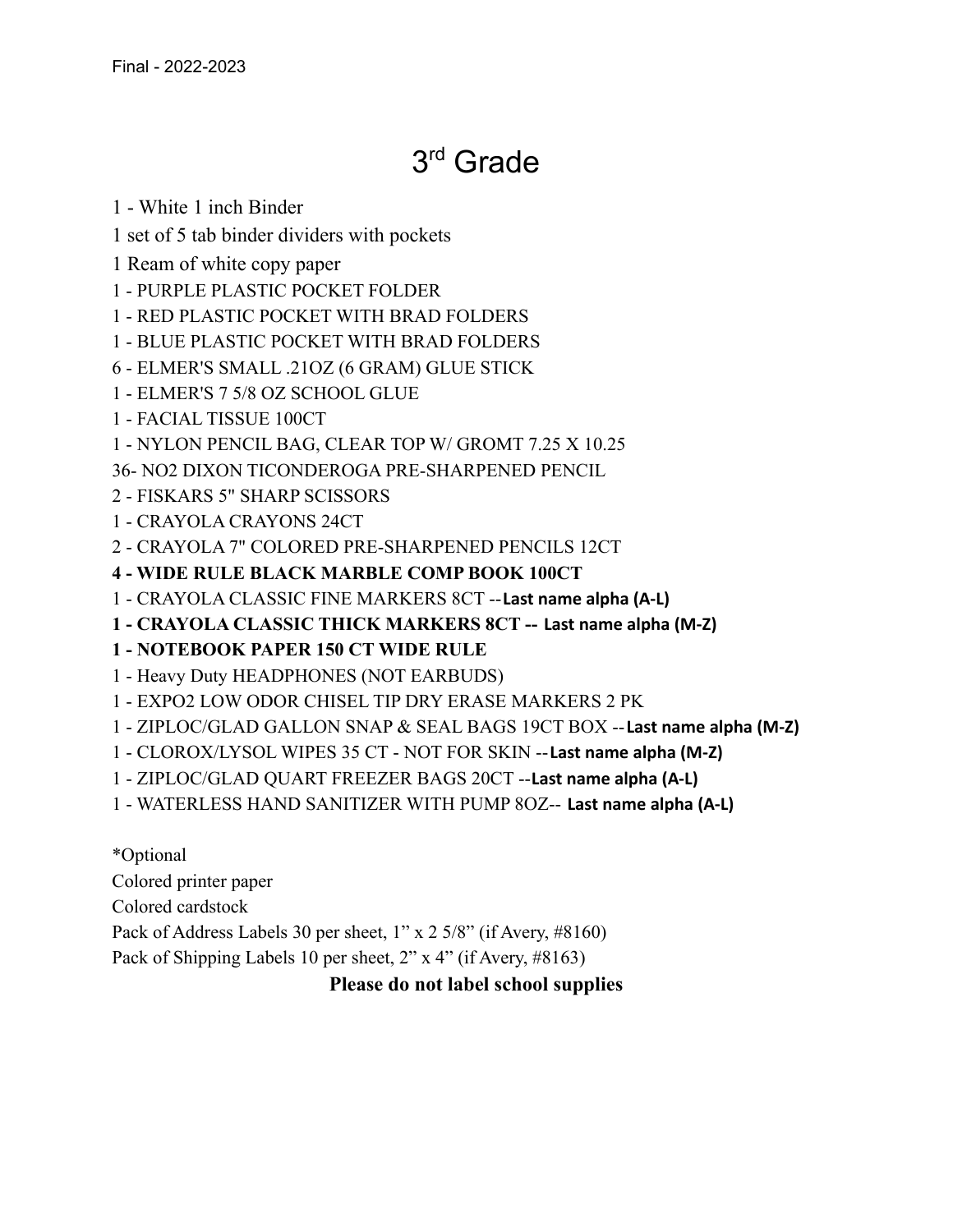Final - 2022-2023

# 3rd Grade

1 - White 1 inch Binder

1 set of 5 tab binder dividers with pockets

1 Ream of white copy paper

1 - PURPLE PLASTIC POCKET FOLDER

1 - RED PLASTIC POCKET WITH BRAD FOLDERS

1 - BLUE PLASTIC POCKET WITH BRAD FOLDERS

6 - ELMER'S SMALL .21OZ (6 GRAM) GLUE STICK

1 - ELMER'S 7 5/8 OZ SCHOOL GLUE

1 - FACIAL TISSUE 100CT

1 - NYLON PENCIL BAG, CLEAR TOP W/ GROMT 7.25 X 10.25

36- NO2 DIXON TICONDEROGA PRE-SHARPENED PENCIL

2 - FISKARS 5" SHARP SCISSORS

1 - CRAYOLA CRAYONS 24CT

2 - CRAYOLA 7" COLORED PRE-SHARPENED PENCILS 12CT

**4 - WIDE RULE BLACK MARBLE COMP BOOK 100CT**

1 - CRAYOLA CLASSIC FINE MARKERS 8CT --**Last name alpha (A-L)**

**1 - CRAYOLA CLASSIC THICK MARKERS 8CT -- Last name alpha (M-Z)**

**1 - NOTEBOOK PAPER 150 CT WIDE RULE**

1 - Heavy Duty HEADPHONES (NOT EARBUDS)

1 - EXPO2 LOW ODOR CHISEL TIP DRY ERASE MARKERS 2 PK

1 - ZIPLOC/GLAD GALLON SNAP & SEAL BAGS 19CT BOX --**Last name alpha (M-Z)**

1 - CLOROX/LYSOL WIPES 35 CT - NOT FOR SKIN --**Last name alpha (M-Z)**

1 - ZIPLOC/GLAD QUART FREEZER BAGS 20CT --**Last name alpha (A-L)**

1 - WATERLESS HAND SANITIZER WITH PUMP 8OZ-- **Last name alpha (A-L)**

*Optional

Colored printer paper

Colored cardstock

Pack of Address Labels 30 per sheet, 1" x 2 5/8" (if Avery, #8160)

Pack of Shipping Labels 10 per sheet, 2" x 4" (if Avery, #8163)

**Please do not label school supplies**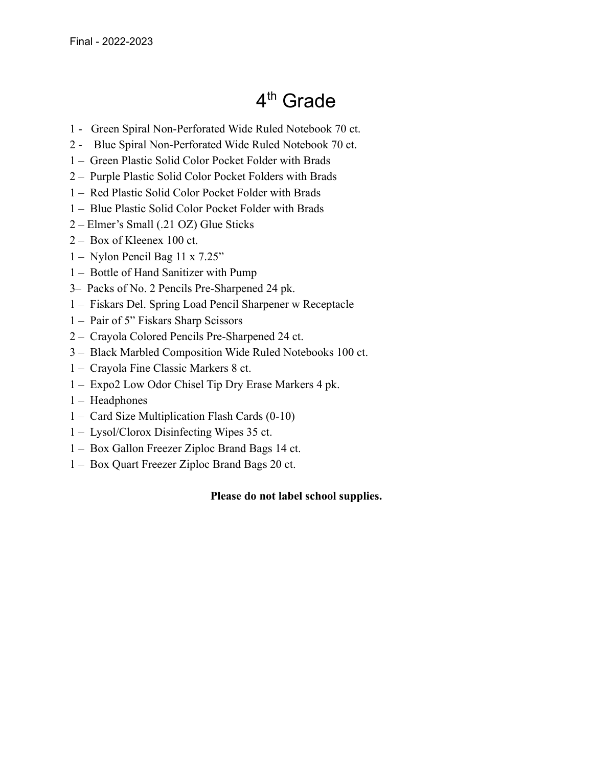# 4th Grade

1 - Green Spiral Non-Perforated Wide Ruled Notebook 70 ct.
2 - Blue Spiral Non-Perforated Wide Ruled Notebook 70 ct.
1 – Green Plastic Solid Color Pocket Folder with Brads
2 – Purple Plastic Solid Color Pocket Folders with Brads
1 – Red Plastic Solid Color Pocket Folder with Brads
1 – Blue Plastic Solid Color Pocket Folder with Brads
2 – Elmer's Small (.21 OZ) Glue Sticks
2 – Box of Kleenex 100 ct.
1 – Nylon Pencil Bag 11 x 7.25"
1 – Bottle of Hand Sanitizer with Pump
3– Packs of No. 2 Pencils Pre-Sharpened 24 pk.
1 – Fiskars Del. Spring Load Pencil Sharpener w Receptacle
1 – Pair of 5" Fiskars Sharp Scissors
2 – Crayola Colored Pencils Pre-Sharpened 24 ct.
3 – Black Marbled Composition Wide Ruled Notebooks 100 ct.
1 – Crayola Fine Classic Markers 8 ct.
1 – Expo2 Low Odor Chisel Tip Dry Erase Markers 4 pk.
1 – Headphones
1 – Card Size Multiplication Flash Cards (0-10)
1 – Lysol/Clorox Disinfecting Wipes 35 ct.
1 – Box Gallon Freezer Ziploc Brand Bags 14 ct.
1 – Box Quart Freezer Ziploc Brand Bags 20 ct.

**Please do not label school supplies.**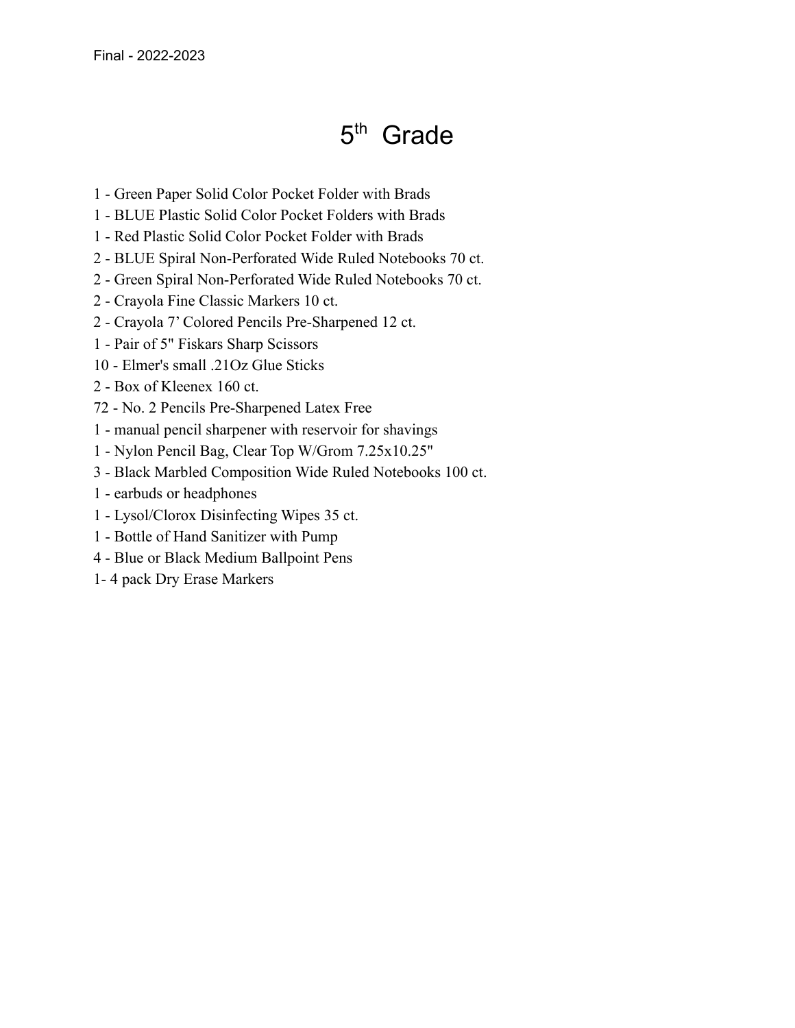# 5th Grade

1 - Green Paper Solid Color Pocket Folder with Brads
1 - BLUE Plastic Solid Color Pocket Folders with Brads
1 - Red Plastic Solid Color Pocket Folder with Brads
2 - BLUE Spiral Non-Perforated Wide Ruled Notebooks 70 ct.
2 - Green Spiral Non-Perforated Wide Ruled Notebooks 70 ct.
2 - Crayola Fine Classic Markers 10 ct.
2 - Crayola 7' Colored Pencils Pre-Sharpened 12 ct.
1 - Pair of 5" Fiskars Sharp Scissors
10 - Elmer's small .21Oz Glue Sticks
2 - Box of Kleenex 160 ct.
72 - No. 2 Pencils Pre-Sharpened Latex Free
1 - manual pencil sharpener with reservoir for shavings
1 - Nylon Pencil Bag, Clear Top W/Grom 7.25x10.25"
3 - Black Marbled Composition Wide Ruled Notebooks 100 ct.
1 - earbuds or headphones
1 - Lysol/Clorox Disinfecting Wipes 35 ct.
1 - Bottle of Hand Sanitizer with Pump
4 - Blue or Black Medium Ballpoint Pens
1- 4 pack Dry Erase Markers